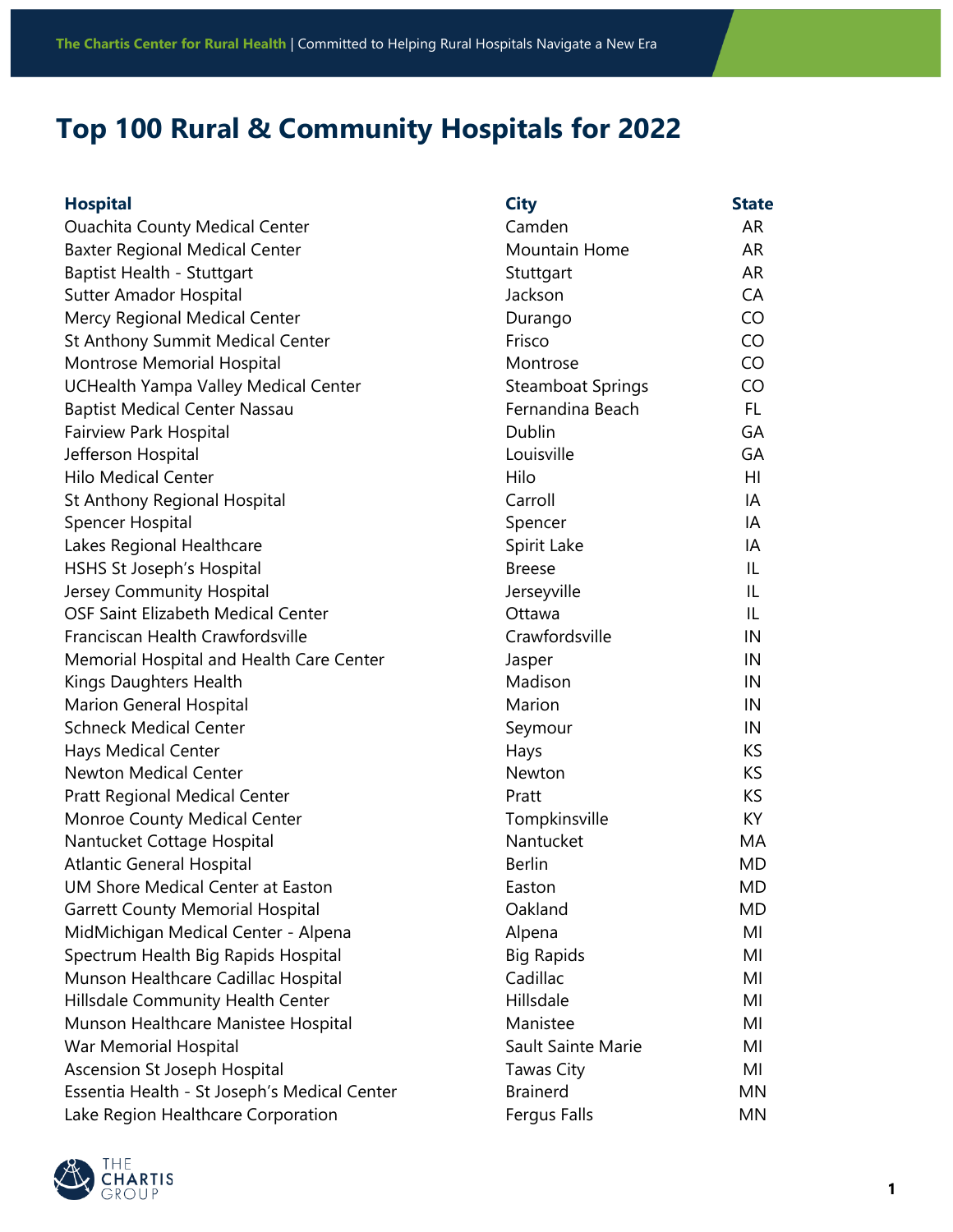# Top 100 Rural & Community Hospitals for 2022

| Hospital | City | State |
|---|---|---|
| Ouachita County Medical Center | Camden | AR |
| Baxter Regional Medical Center | Mountain Home | AR |
| Baptist Health - Stuttgart | Stuttgart | AR |
| Sutter Amador Hospital | Jackson | CA |
| Mercy Regional Medical Center | Durango | CO |
| St Anthony Summit Medical Center | Frisco | CO |
| Montrose Memorial Hospital | Montrose | CO |
| UCHealth Yampa Valley Medical Center | Steamboat Springs | CO |
| Baptist Medical Center Nassau | Fernandina Beach | FL |
| Fairview Park Hospital | Dublin | GA |
| Jefferson Hospital | Louisville | GA |
| Hilo Medical Center | Hilo | HI |
| St Anthony Regional Hospital | Carroll | IA |
| Spencer Hospital | Spencer | IA |
| Lakes Regional Healthcare | Spirit Lake | IA |
| HSHS St Joseph's Hospital | Breese | IL |
| Jersey Community Hospital | Jerseyville | IL |
| OSF Saint Elizabeth Medical Center | Ottawa | IL |
| Franciscan Health Crawfordsville | Crawfordsville | IN |
| Memorial Hospital and Health Care Center | Jasper | IN |
| Kings Daughters Health | Madison | IN |
| Marion General Hospital | Marion | IN |
| Schneck Medical Center | Seymour | IN |
| Hays Medical Center | Hays | KS |
| Newton Medical Center | Newton | KS |
| Pratt Regional Medical Center | Pratt | KS |
| Monroe County Medical Center | Tompkinsville | KY |
| Nantucket Cottage Hospital | Nantucket | MA |
| Atlantic General Hospital | Berlin | MD |
| UM Shore Medical Center at Easton | Easton | MD |
| Garrett County Memorial Hospital | Oakland | MD |
| MidMichigan Medical Center - Alpena | Alpena | MI |
| Spectrum Health Big Rapids Hospital | Big Rapids | MI |
| Munson Healthcare Cadillac Hospital | Cadillac | MI |
| Hillsdale Community Health Center | Hillsdale | MI |
| Munson Healthcare Manistee Hospital | Manistee | MI |
| War Memorial Hospital | Sault Sainte Marie | MI |
| Ascension St Joseph Hospital | Tawas City | MI |
| Essentia Health - St Joseph's Medical Center | Brainerd | MN |
| Lake Region Healthcare Corporation | Fergus Falls | MN |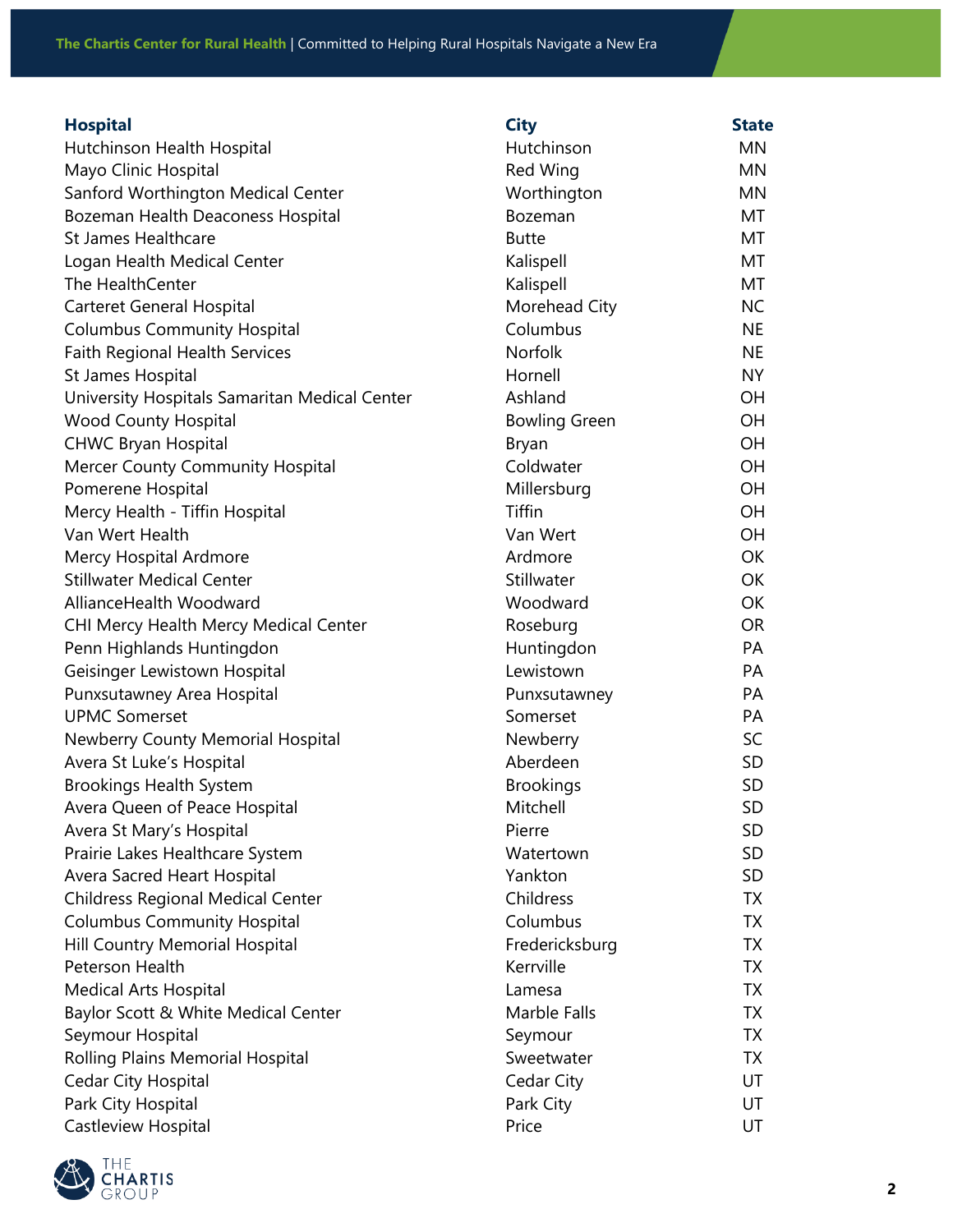| Hospital | City | State |
|---|---|---|
| Hutchinson Health Hospital | Hutchinson | MN |
| Mayo Clinic Hospital | Red Wing | MN |
| Sanford Worthington Medical Center | Worthington | MN |
| Bozeman Health Deaconess Hospital | Bozeman | MT |
| St James Healthcare | Butte | MT |
| Logan Health Medical Center | Kalispell | MT |
| The HealthCenter | Kalispell | MT |
| Carteret General Hospital | Morehead City | NC |
| Columbus Community Hospital | Columbus | NE |
| Faith Regional Health Services | Norfolk | NE |
| St James Hospital | Hornell | NY |
| University Hospitals Samaritan Medical Center | Ashland | OH |
| Wood County Hospital | Bowling Green | OH |
| CHWC Bryan Hospital | Bryan | OH |
| Mercer County Community Hospital | Coldwater | OH |
| Pomerene Hospital | Millersburg | OH |
| Mercy Health - Tiffin Hospital | Tiffin | OH |
| Van Wert Health | Van Wert | OH |
| Mercy Hospital Ardmore | Ardmore | OK |
| Stillwater Medical Center | Stillwater | OK |
| AllianceHealth Woodward | Woodward | OK |
| CHI Mercy Health Mercy Medical Center | Roseburg | OR |
| Penn Highlands Huntingdon | Huntingdon | PA |
| Geisinger Lewistown Hospital | Lewistown | PA |
| Punxsutawney Area Hospital | Punxsutawney | PA |
| UPMC Somerset | Somerset | PA |
| Newberry County Memorial Hospital | Newberry | SC |
| Avera St Luke’s Hospital | Aberdeen | SD |
| Brookings Health System | Brookings | SD |
| Avera Queen of Peace Hospital | Mitchell | SD |
| Avera St Mary’s Hospital | Pierre | SD |
| Prairie Lakes Healthcare System | Watertown | SD |
| Avera Sacred Heart Hospital | Yankton | SD |
| Childress Regional Medical Center | Childress | TX |
| Columbus Community Hospital | Columbus | TX |
| Hill Country Memorial Hospital | Fredericksburg | TX |
| Peterson Health | Kerrville | TX |
| Medical Arts Hospital | Lamesa | TX |
| Baylor Scott & White Medical Center | Marble Falls | TX |
| Seymour Hospital | Seymour | TX |
| Rolling Plains Memorial Hospital | Sweetwater | TX |
| Cedar City Hospital | Cedar City | UT |
| Park City Hospital | Park City | UT |
| Castleview Hospital | Price | UT |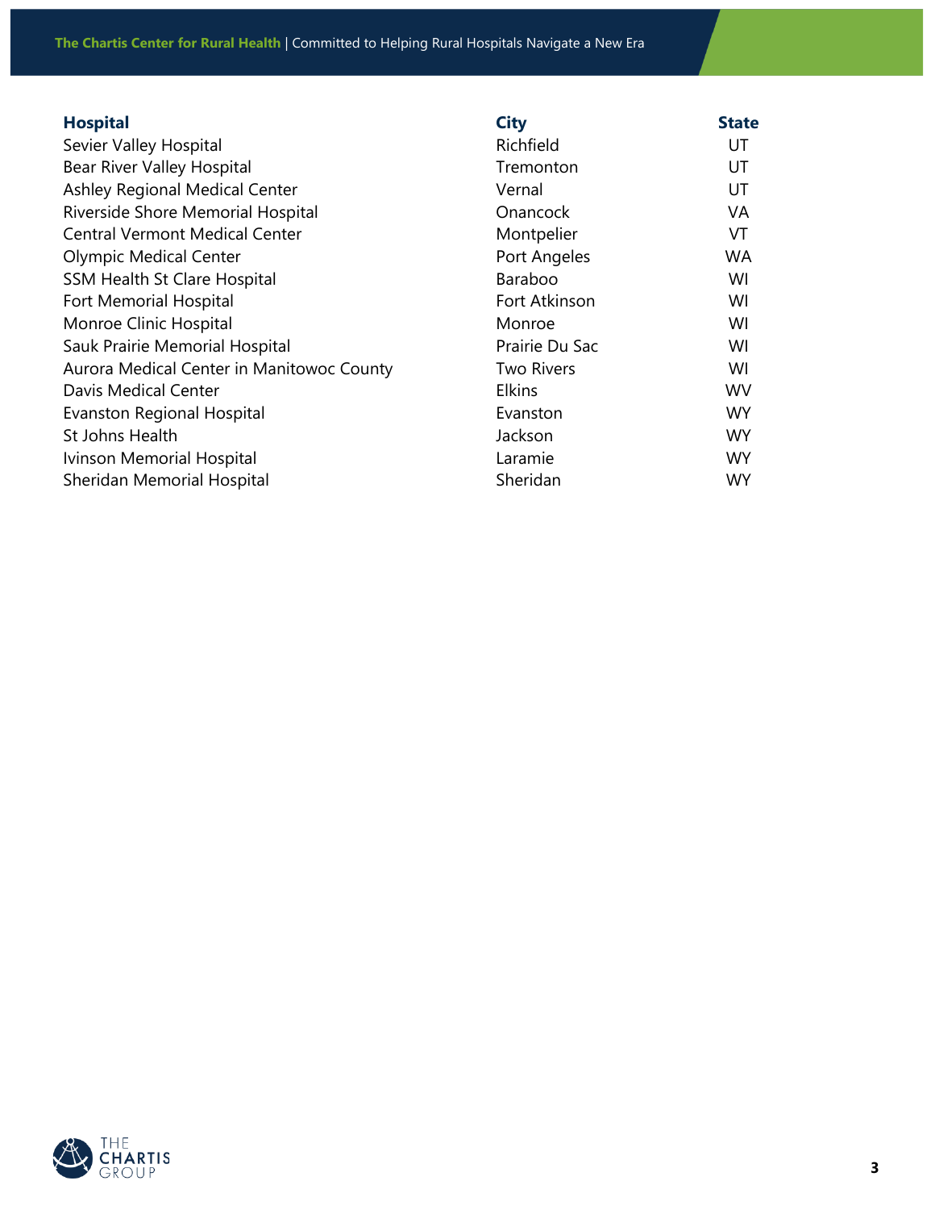| Hospital | City | State |
|---|---|---|
| Sevier Valley Hospital | Richfield | UT |
| Bear River Valley Hospital | Tremonton | UT |
| Ashley Regional Medical Center | Vernal | UT |
| Riverside Shore Memorial Hospital | Onancock | VA |
| Central Vermont Medical Center | Montpelier | VT |
| Olympic Medical Center | Port Angeles | WA |
| SSM Health St Clare Hospital | Baraboo | WI |
| Fort Memorial Hospital | Fort Atkinson | WI |
| Monroe Clinic Hospital | Monroe | WI |
| Sauk Prairie Memorial Hospital | Prairie Du Sac | WI |
| Aurora Medical Center in Manitowoc County | Two Rivers | WI |
| Davis Medical Center | Elkins | WV |
| Evanston Regional Hospital | Evanston | WY |
| St Johns Health | Jackson | WY |
| Ivinson Memorial Hospital | Laramie | WY |
| Sheridan Memorial Hospital | Sheridan | WY |